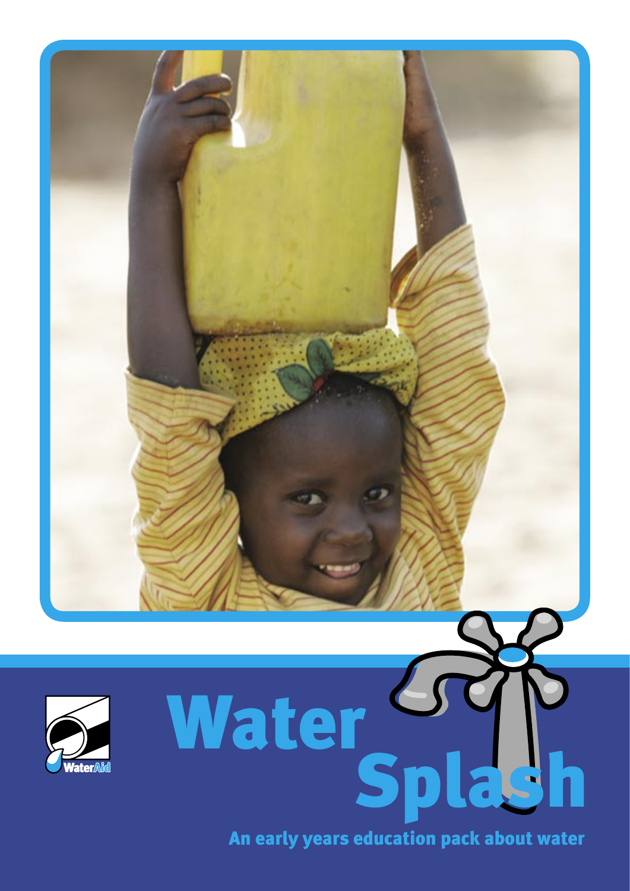WaterAid

# Water Splash

An early years education pack about water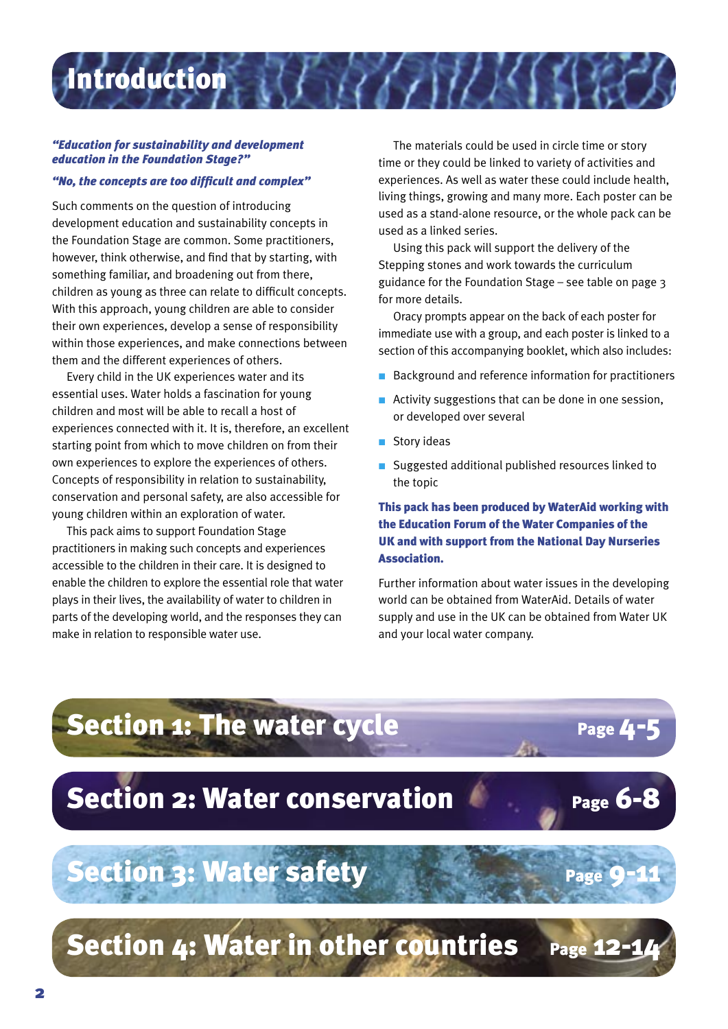# Introduction

***"Education for sustainability and development education in the Foundation Stage?"***

***"No, the concepts are too difficult and complex"***

Such comments on the question of introducing development education and sustainability concepts in the Foundation Stage are common. Some practitioners, however, think otherwise, and find that by starting, with something familiar, and broadening out from there, children as young as three can relate to difficult concepts. With this approach, young children are able to consider their own experiences, develop a sense of responsibility within those experiences, and make connections between them and the different experiences of others.

Every child in the UK experiences water and its essential uses. Water holds a fascination for young children and most will be able to recall a host of experiences connected with it. It is, therefore, an excellent starting point from which to move children on from their own experiences to explore the experiences of others. Concepts of responsibility in relation to sustainability, conservation and personal safety, are also accessible for young children within an exploration of water.

This pack aims to support Foundation Stage practitioners in making such concepts and experiences accessible to the children in their care. It is designed to enable the children to explore the essential role that water plays in their lives, the availability of water to children in parts of the developing world, and the responses they can make in relation to responsible water use.

The materials could be used in circle time or story time or they could be linked to variety of activities and experiences. As well as water these could include health, living things, growing and many more. Each poster can be used as a stand-alone resource, or the whole pack can be used as a linked series.

Using this pack will support the delivery of the Stepping stones and work towards the curriculum guidance for the Foundation Stage – see table on page 3 for more details.

Oracy prompts appear on the back of each poster for immediate use with a group, and each poster is linked to a section of this accompanying booklet, which also includes:

- Background and reference information for practitioners
- Activity suggestions that can be done in one session, or developed over several
- Story ideas
- Suggested additional published resources linked to the topic

**This pack has been produced by WaterAid working with the Education Forum of the Water Companies of the UK and with support from the National Day Nurseries Association.**

Further information about water issues in the developing world can be obtained from WaterAid. Details of water supply and use in the UK can be obtained from Water UK and your local water company.

## Section 1: The water cycle — Page 4-5

## Section 2: Water conservation — Page 6-8

## Section 3: Water safety — Page 9-11

## Section 4: Water in other countries — Page 12-14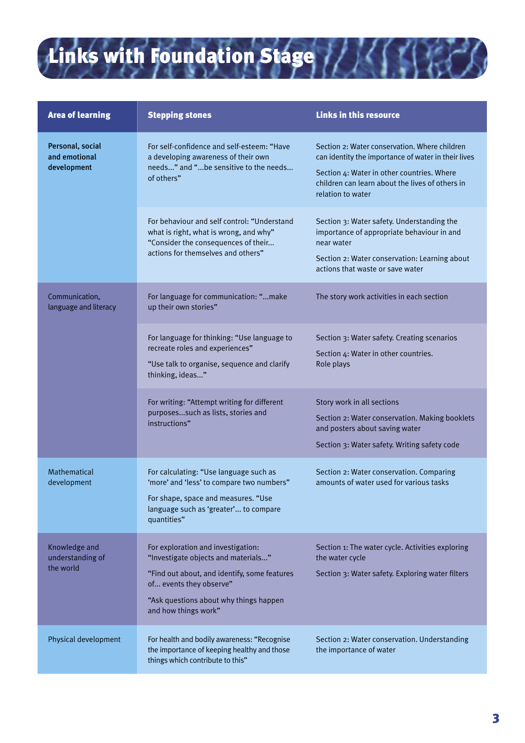# Links with Foundation Stage

| Area of learning | Stepping stones | Links in this resource |
|---|---|---|
| **Personal, social and emotional development** | For self-confidence and self-esteem: "Have a developing awareness of their own needs..." and "...be sensitive to the needs... of others" | Section 2: Water conservation. Where children can identity the importance of water in their lives<br><br>Section 4: Water in other countries. Where children can learn about the lives of others in relation to water |
| | For behaviour and self control: "Understand what is right, what is wrong, and why" "Consider the consequences of their... actions for themselves and others" | Section 3: Water safety. Understanding the importance of appropriate behaviour in and near water<br><br>Section 2: Water conservation: Learning about actions that waste or save water |
| Communication, language and literacy | For language for communication: "...make up their own stories" | The story work activities in each section |
| | For language for thinking: "Use language to recreate roles and experiences"<br><br>"Use talk to organise, sequence and clarify thinking, ideas..." | Section 3: Water safety. Creating scenarios<br><br>Section 4: Water in other countries. Role plays |
| | For writing: "Attempt writing for different purposes...such as lists, stories and instructions" | Story work in all sections<br><br>Section 2: Water conservation. Making booklets and posters about saving water<br><br>Section 3: Water safety. Writing safety code |
| Mathematical development | For calculating: "Use language such as 'more' and 'less' to compare two numbers"<br><br>For shape, space and measures. "Use language such as 'greater'... to compare quantities" | Section 2: Water conservation. Comparing amounts of water used for various tasks |
| Knowledge and understanding of the world | For exploration and investigation: "Investigate objects and materials..."<br><br>"Find out about, and identify, some features of... events they observe"<br><br>"Ask questions about why things happen and how things work" | Section 1: The water cycle. Activities exploring the water cycle<br><br>Section 3: Water safety. Exploring water filters |
| Physical development | For health and bodily awareness: "Recognise the importance of keeping healthy and those things which contribute to this" | Section 2: Water conservation. Understanding the importance of water |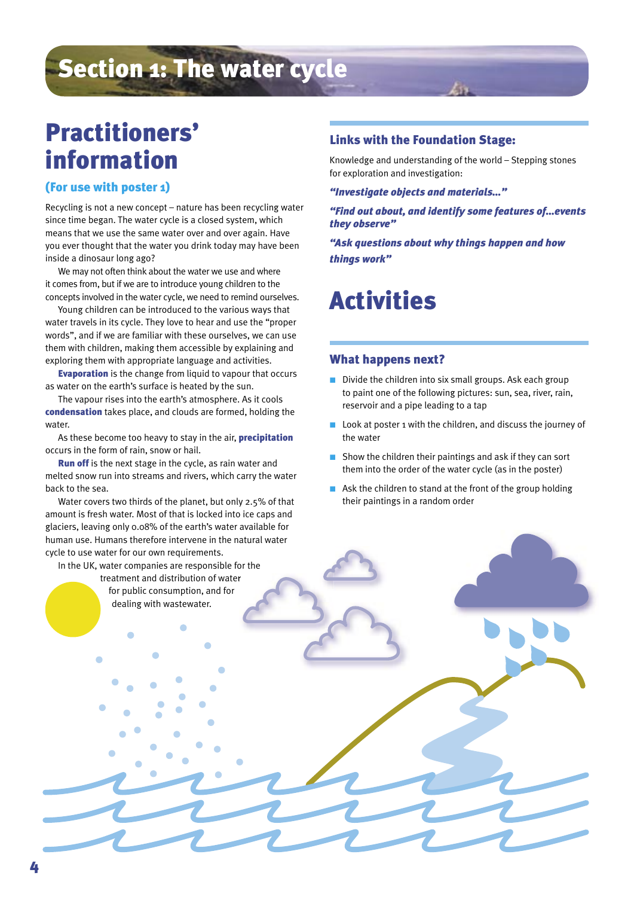# Section 1: The water cycle

## Practitioners' information

### (For use with poster 1)

Recycling is not a new concept – nature has been recycling water since time began. The water cycle is a closed system, which means that we use the same water over and over again. Have you ever thought that the water you drink today may have been inside a dinosaur long ago?

We may not often think about the water we use and where it comes from, but if we are to introduce young children to the concepts involved in the water cycle, we need to remind ourselves.

Young children can be introduced to the various ways that water travels in its cycle. They love to hear and use the "proper words", and if we are familiar with these ourselves, we can use them with children, making them accessible by explaining and exploring them with appropriate language and activities.

**Evaporation** is the change from liquid to vapour that occurs as water on the earth's surface is heated by the sun.

The vapour rises into the earth's atmosphere. As it cools **condensation** takes place, and clouds are formed, holding the water.

As these become too heavy to stay in the air, **precipitation** occurs in the form of rain, snow or hail.

**Run off** is the next stage in the cycle, as rain water and melted snow run into streams and rivers, which carry the water back to the sea.

Water covers two thirds of the planet, but only 2.5% of that amount is fresh water. Most of that is locked into ice caps and glaciers, leaving only 0.08% of the earth's water available for human use. Humans therefore intervene in the natural water cycle to use water for our own requirements.

In the UK, water companies are responsible for the treatment and distribution of water for public consumption, and for dealing with wastewater.

### Links with the Foundation Stage:

Knowledge and understanding of the world – Stepping stones for exploration and investigation:

***"Investigate objects and materials..."***

***"Find out about, and identify some features of...events they observe"***

***"Ask questions about why things happen and how things work"***

## Activities

### What happens next?

- Divide the children into six small groups. Ask each group to paint one of the following pictures: sun, sea, river, rain, reservoir and a pipe leading to a tap
- Look at poster 1 with the children, and discuss the journey of the water
- Show the children their paintings and ask if they can sort them into the order of the water cycle (as in the poster)
- Ask the children to stand at the front of the group holding their paintings in a random order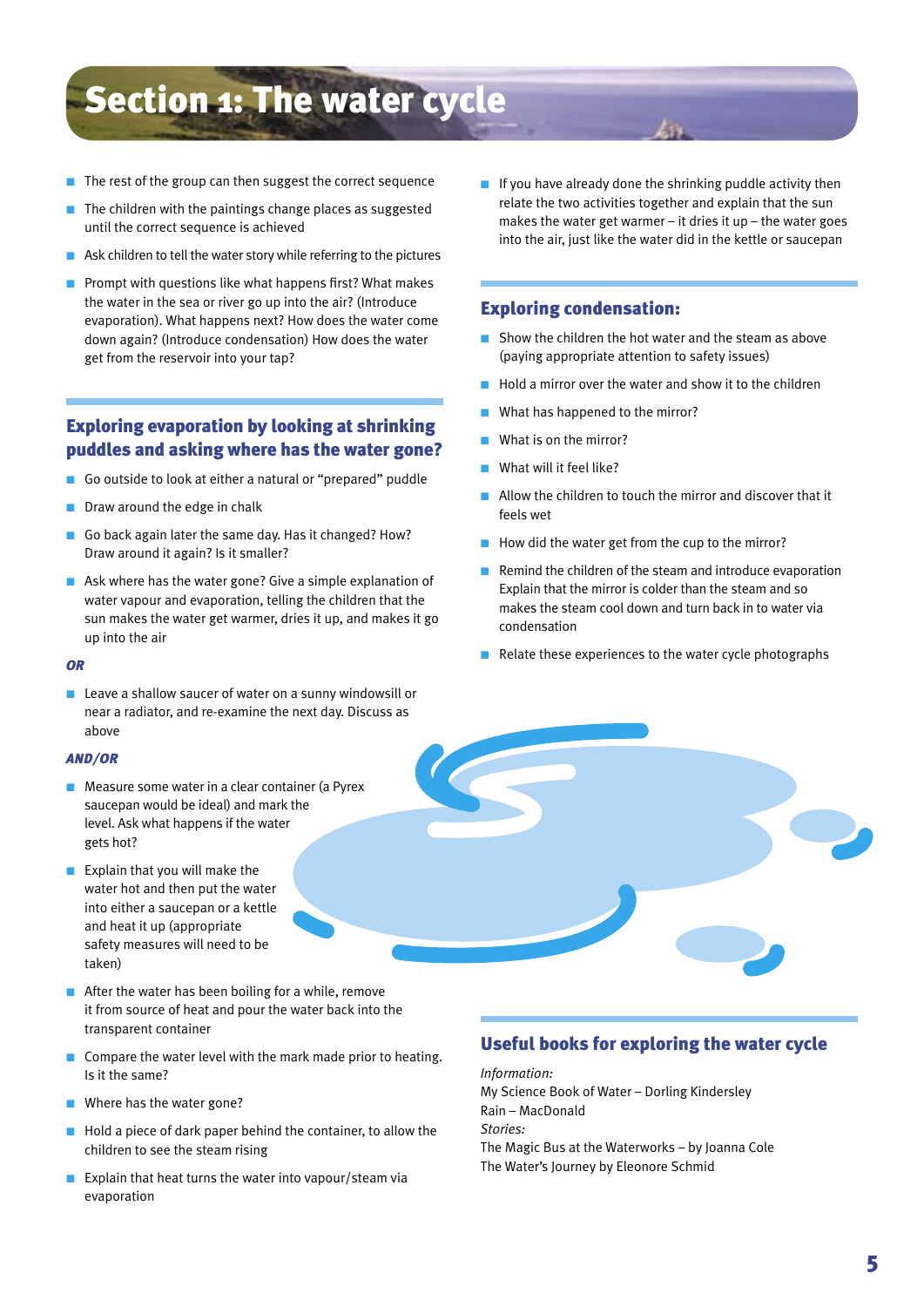# Section 1: The water cycle

- The rest of the group can then suggest the correct sequence
- The children with the paintings change places as suggested until the correct sequence is achieved
- Ask children to tell the water story while referring to the pictures
- Prompt with questions like what happens first? What makes the water in the sea or river go up into the air? (Introduce evaporation). What happens next? How does the water come down again? (Introduce condensation) How does the water get from the reservoir into your tap?

## Exploring evaporation by looking at shrinking puddles and asking where has the water gone?

- Go outside to look at either a natural or "prepared" puddle
- Draw around the edge in chalk
- Go back again later the same day. Has it changed? How? Draw around it again? Is it smaller?
- Ask where has the water gone? Give a simple explanation of water vapour and evaporation, telling the children that the sun makes the water get warmer, dries it up, and makes it go up into the air

***OR***

- Leave a shallow saucer of water on a sunny windowsill or near a radiator, and re-examine the next day. Discuss as above

***AND/OR***

- Measure some water in a clear container (a Pyrex saucepan would be ideal) and mark the level. Ask what happens if the water gets hot?
- Explain that you will make the water hot and then put the water into either a saucepan or a kettle and heat it up (appropriate safety measures will need to be taken)
- After the water has been boiling for a while, remove it from source of heat and pour the water back into the transparent container
- Compare the water level with the mark made prior to heating. Is it the same?
- Where has the water gone?
- Hold a piece of dark paper behind the container, to allow the children to see the steam rising
- Explain that heat turns the water into vapour/steam via evaporation
- If you have already done the shrinking puddle activity then relate the two activities together and explain that the sun makes the water get warmer – it dries it up – the water goes into the air, just like the water did in the kettle or saucepan

## Exploring condensation:

- Show the children the hot water and the steam as above (paying appropriate attention to safety issues)
- Hold a mirror over the water and show it to the children
- What has happened to the mirror?
- What is on the mirror?
- What will it feel like?
- Allow the children to touch the mirror and discover that it feels wet
- How did the water get from the cup to the mirror?
- Remind the children of the steam and introduce evaporation Explain that the mirror is colder than the steam and so makes the steam cool down and turn back in to water via condensation
- Relate these experiences to the water cycle photographs

## Useful books for exploring the water cycle

*Information:*
My Science Book of Water – Dorling Kindersley
Rain – MacDonald
*Stories:*
The Magic Bus at the Waterworks – by Joanna Cole
The Water's Journey by Eleonore Schmid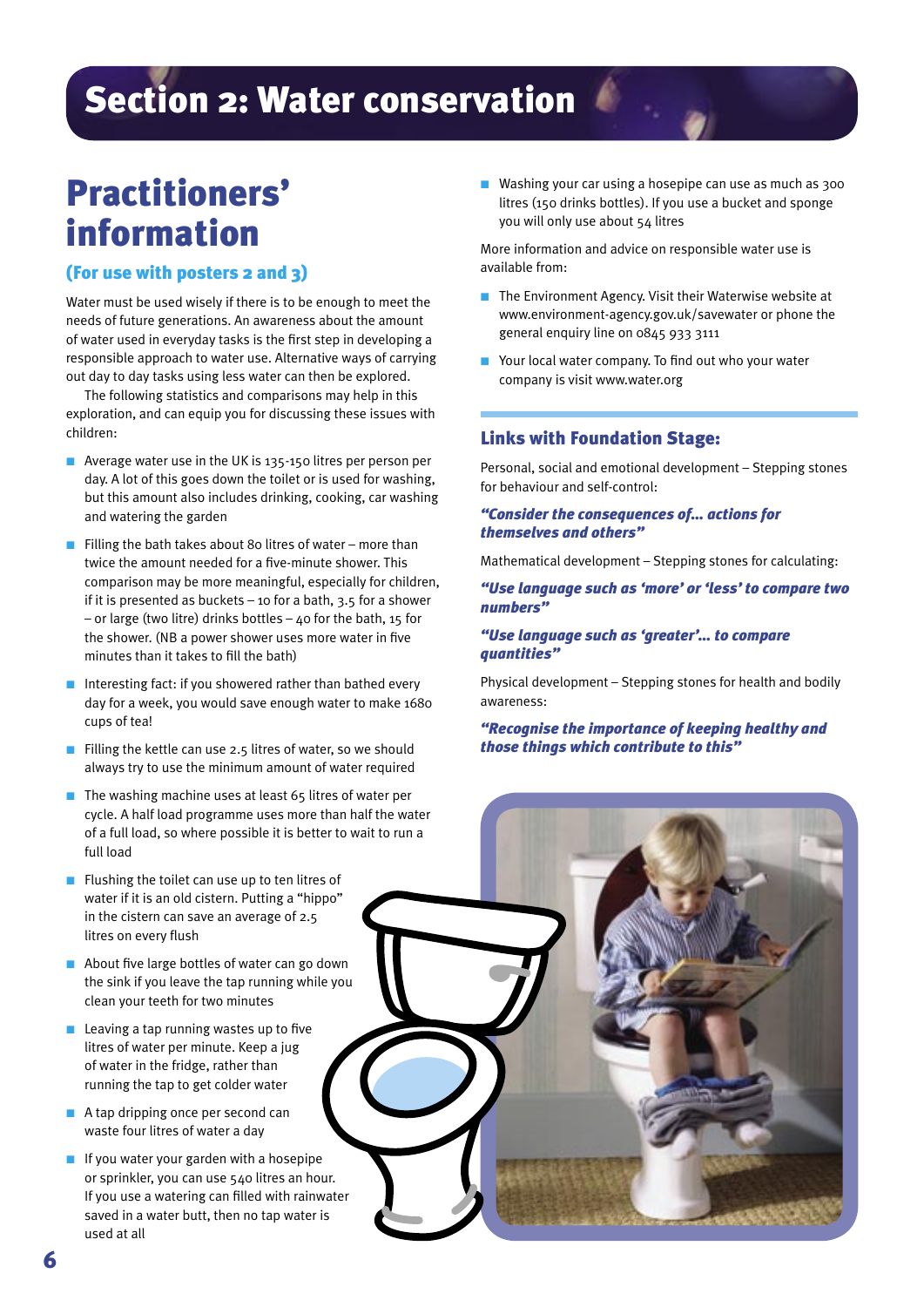// Section 2: Water conservation

# Section 2: Water conservation

## Practitioners' information

### (For use with posters 2 and 3)

Water must be used wisely if there is to be enough to meet the needs of future generations. An awareness about the amount of water used in everyday tasks is the first step in developing a responsible approach to water use. Alternative ways of carrying out day to day tasks using less water can then be explored.

The following statistics and comparisons may help in this exploration, and can equip you for discussing these issues with children:

- Average water use in the UK is 135-150 litres per person per day. A lot of this goes down the toilet or is used for washing, but this amount also includes drinking, cooking, car washing and watering the garden
- Filling the bath takes about 80 litres of water – more than twice the amount needed for a five-minute shower. This comparison may be more meaningful, especially for children, if it is presented as buckets – 10 for a bath, 3.5 for a shower – or large (two litre) drinks bottles – 40 for the bath, 15 for the shower. (NB a power shower uses more water in five minutes than it takes to fill the bath)
- Interesting fact: if you showered rather than bathed every day for a week, you would save enough water to make 1680 cups of tea!
- Filling the kettle can use 2.5 litres of water, so we should always try to use the minimum amount of water required
- The washing machine uses at least 65 litres of water per cycle. A half load programme uses more than half the water of a full load, so where possible it is better to wait to run a full load
- Flushing the toilet can use up to ten litres of water if it is an old cistern. Putting a "hippo" in the cistern can save an average of 2.5 litres on every flush
- About five large bottles of water can go down the sink if you leave the tap running while you clean your teeth for two minutes
- Leaving a tap running wastes up to five litres of water per minute. Keep a jug of water in the fridge, rather than running the tap to get colder water
- A tap dripping once per second can waste four litres of water a day
- If you water your garden with a hosepipe or sprinkler, you can use 540 litres an hour. If you use a watering can filled with rainwater saved in a water butt, then no tap water is used at all
- Washing your car using a hosepipe can use as much as 300 litres (150 drinks bottles). If you use a bucket and sponge you will only use about 54 litres

More information and advice on responsible water use is available from:

- The Environment Agency. Visit their Waterwise website at www.environment-agency.gov.uk/savewater or phone the general enquiry line on 0845 933 3111
- Your local water company. To find out who your water company is visit www.water.org

### Links with Foundation Stage:

Personal, social and emotional development – Stepping stones for behaviour and self-control:

***"Consider the consequences of... actions for themselves and others"***

Mathematical development – Stepping stones for calculating:

***"Use language such as 'more' or 'less' to compare two numbers"***

***"Use language such as 'greater'... to compare quantities"***

Physical development – Stepping stones for health and bodily awareness:

***"Recognise the importance of keeping healthy and those things which contribute to this"***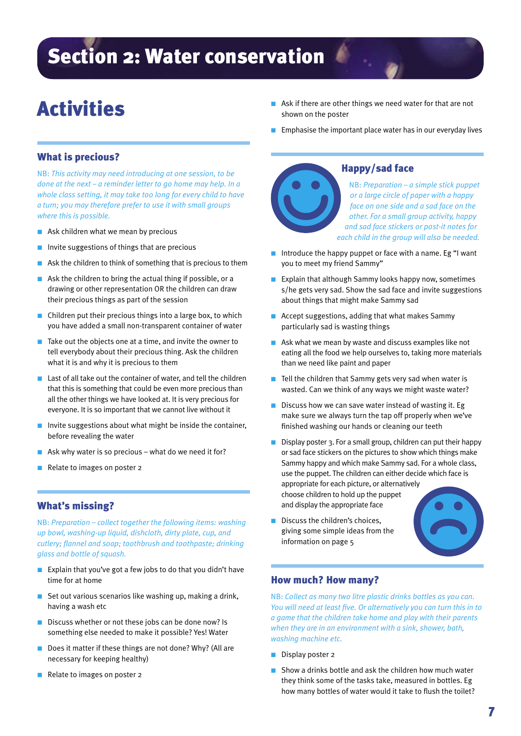# Section 2: Water conservation

## Activities

### What is precious?

*NB: This activity may need introducing at one session, to be done at the next – a reminder letter to go home may help. In a whole class setting, it may take too long for every child to have a turn; you may therefore prefer to use it with small groups where this is possible.*

- Ask children what we mean by precious
- Invite suggestions of things that are precious
- Ask the children to think of something that is precious to them
- Ask the children to bring the actual thing if possible, or a drawing or other representation OR the children can draw their precious things as part of the session
- Children put their precious things into a large box, to which you have added a small non-transparent container of water
- Take out the objects one at a time, and invite the owner to tell everybody about their precious thing. Ask the children what it is and why it is precious to them
- Last of all take out the container of water, and tell the children that this is something that could be even more precious than all the other things we have looked at. It is very precious for everyone. It is so important that we cannot live without it
- Invite suggestions about what might be inside the container, before revealing the water
- Ask why water is so precious – what do we need it for?
- Relate to images on poster 2

### What's missing?

*NB: Preparation – collect together the following items: washing up bowl, washing-up liquid, dishcloth, dirty plate, cup, and cutlery; flannel and soap; toothbrush and toothpaste; drinking glass and bottle of squash.*

- Explain that you've got a few jobs to do that you didn't have time for at home
- Set out various scenarios like washing up, making a drink, having a wash etc
- Discuss whether or not these jobs can be done now? Is something else needed to make it possible? Yes! Water
- Does it matter if these things are not done? Why? (All are necessary for keeping healthy)
- Relate to images on poster 2
- Ask if there are other things we need water for that are not shown on the poster
- Emphasise the important place water has in our everyday lives

### Happy/sad face

*NB: Preparation – a simple stick puppet or a large circle of paper with a happy face on one side and a sad face on the other. For a small group activity, happy and sad face stickers or post-it notes for each child in the group will also be needed.*

- Introduce the happy puppet or face with a name. Eg "I want you to meet my friend Sammy"
- Explain that although Sammy looks happy now, sometimes s/he gets very sad. Show the sad face and invite suggestions about things that might make Sammy sad
- Accept suggestions, adding that what makes Sammy particularly sad is wasting things
- Ask what we mean by waste and discuss examples like not eating all the food we help ourselves to, taking more materials than we need like paint and paper
- Tell the children that Sammy gets very sad when water is wasted. Can we think of any ways we might waste water?
- Discuss how we can save water instead of wasting it. Eg make sure we always turn the tap off properly when we've finished washing our hands or cleaning our teeth
- Display poster 3. For a small group, children can put their happy or sad face stickers on the pictures to show which things make Sammy happy and which make Sammy sad. For a whole class, use the puppet. The children can either decide which face is appropriate for each picture, or alternatively choose children to hold up the puppet and display the appropriate face
- Discuss the children's choices, giving some simple ideas from the information on page 5

### How much? How many?

*NB: Collect as many two litre plastic drinks bottles as you can. You will need at least five. Or alternatively you can turn this in to a game that the children take home and play with their parents when they are in an environment with a sink, shower, bath, washing machine etc.*

- Display poster 2
- Show a drinks bottle and ask the children how much water they think some of the tasks take, measured in bottles. Eg how many bottles of water would it take to flush the toilet?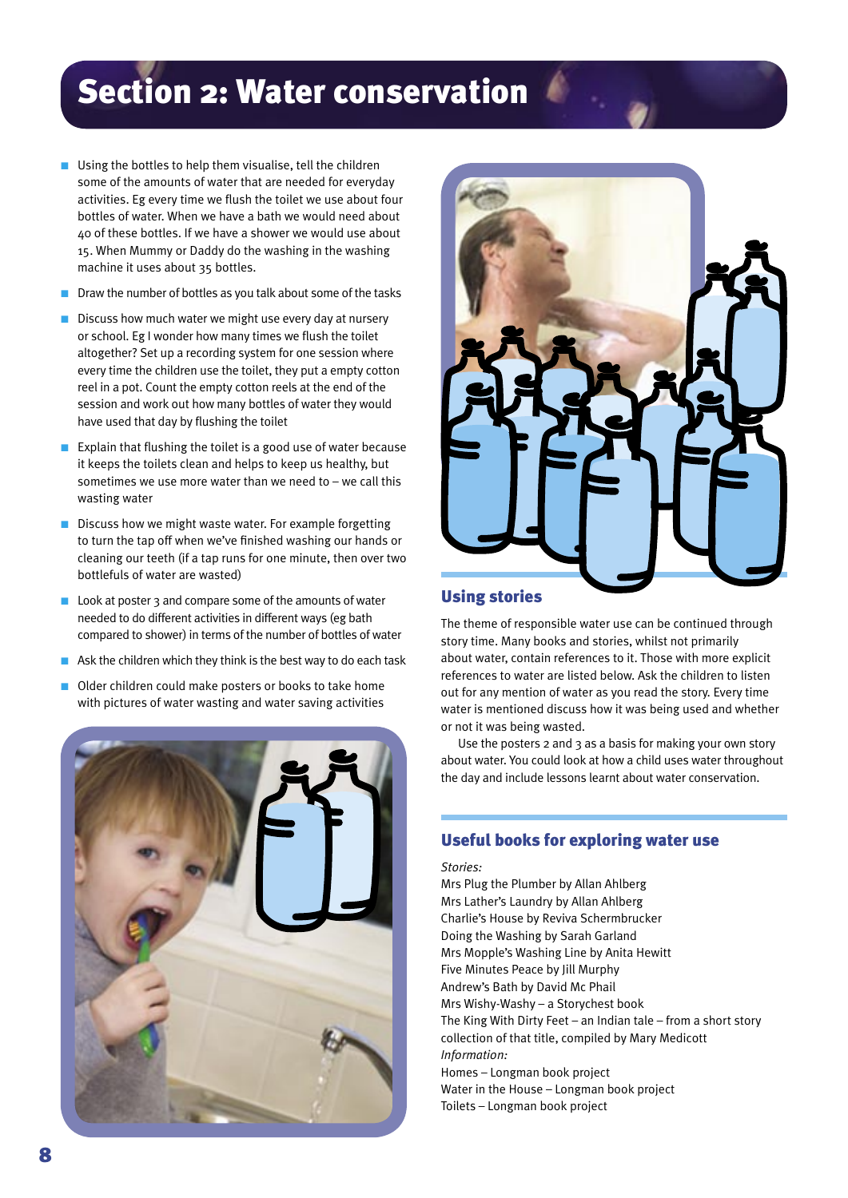# Section 2: Water conservation

- Using the bottles to help them visualise, tell the children some of the amounts of water that are needed for everyday activities. Eg every time we flush the toilet we use about four bottles of water. When we have a bath we would need about 40 of these bottles. If we have a shower we would use about 15. When Mummy or Daddy do the washing in the washing machine it uses about 35 bottles.
- Draw the number of bottles as you talk about some of the tasks
- Discuss how much water we might use every day at nursery or school. Eg I wonder how many times we flush the toilet altogether? Set up a recording system for one session where every time the children use the toilet, they put a empty cotton reel in a pot. Count the empty cotton reels at the end of the session and work out how many bottles of water they would have used that day by flushing the toilet
- Explain that flushing the toilet is a good use of water because it keeps the toilets clean and helps to keep us healthy, but sometimes we use more water than we need to – we call this wasting water
- Discuss how we might waste water. For example forgetting to turn the tap off when we've finished washing our hands or cleaning our teeth (if a tap runs for one minute, then over two bottlefuls of water are wasted)
- Look at poster 3 and compare some of the amounts of water needed to do different activities in different ways (eg bath compared to shower) in terms of the number of bottles of water
- Ask the children which they think is the best way to do each task
- Older children could make posters or books to take home with pictures of water wasting and water saving activities

## Using stories

The theme of responsible water use can be continued through story time. Many books and stories, whilst not primarily about water, contain references to it. Those with more explicit references to water are listed below. Ask the children to listen out for any mention of water as you read the story. Every time water is mentioned discuss how it was being used and whether or not it was being wasted.

Use the posters 2 and 3 as a basis for making your own story about water. You could look at how a child uses water throughout the day and include lessons learnt about water conservation.

## Useful books for exploring water use

*Stories:*

Mrs Plug the Plumber by Allan Ahlberg
Mrs Lather's Laundry by Allan Ahlberg
Charlie's House by Reviva Schermbrucker
Doing the Washing by Sarah Garland
Mrs Mopple's Washing Line by Anita Hewitt
Five Minutes Peace by Jill Murphy
Andrew's Bath by David Mc Phail
Mrs Wishy-Washy – a Storychest book
The King With Dirty Feet – an Indian tale – from a short story collection of that title, compiled by Mary Medicott

*Information:*

Homes – Longman book project
Water in the House – Longman book project
Toilets – Longman book project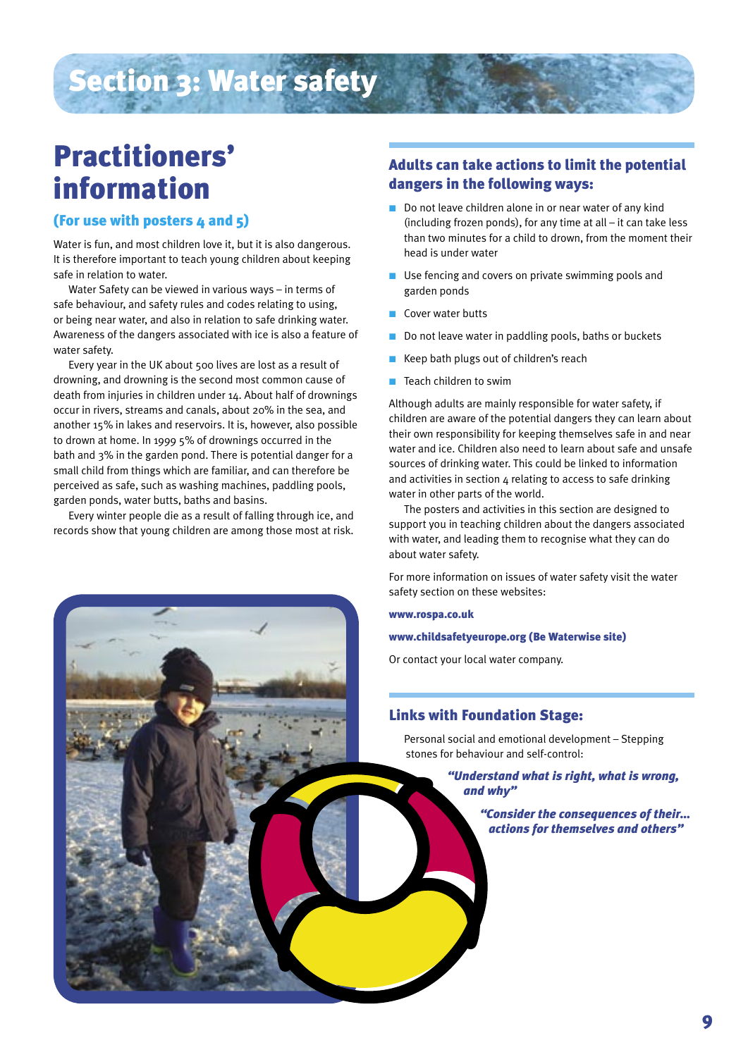# Section 3: Water safety

## Practitioners' information

### (For use with posters 4 and 5)

Water is fun, and most children love it, but it is also dangerous. It is therefore important to teach young children about keeping safe in relation to water.

Water Safety can be viewed in various ways – in terms of safe behaviour, and safety rules and codes relating to using, or being near water, and also in relation to safe drinking water. Awareness of the dangers associated with ice is also a feature of water safety.

Every year in the UK about 500 lives are lost as a result of drowning, and drowning is the second most common cause of death from injuries in children under 14. About half of drownings occur in rivers, streams and canals, about 20% in the sea, and another 15% in lakes and reservoirs. It is, however, also possible to drown at home. In 1999 5% of drownings occurred in the bath and 3% in the garden pond. There is potential danger for a small child from things which are familiar, and can therefore be perceived as safe, such as washing machines, paddling pools, garden ponds, water butts, baths and basins.

Every winter people die as a result of falling through ice, and records show that young children are among those most at risk.

### Adults can take actions to limit the potential dangers in the following ways:

- Do not leave children alone in or near water of any kind (including frozen ponds), for any time at all – it can take less than two minutes for a child to drown, from the moment their head is under water
- Use fencing and covers on private swimming pools and garden ponds
- Cover water butts
- Do not leave water in paddling pools, baths or buckets
- Keep bath plugs out of children's reach
- Teach children to swim

Although adults are mainly responsible for water safety, if children are aware of the potential dangers they can learn about their own responsibility for keeping themselves safe in and near water and ice. Children also need to learn about safe and unsafe sources of drinking water. This could be linked to information and activities in section 4 relating to access to safe drinking water in other parts of the world.

The posters and activities in this section are designed to support you in teaching children about the dangers associated with water, and leading them to recognise what they can do about water safety.

For more information on issues of water safety visit the water safety section on these websites:

**www.rospa.co.uk**

**www.childsafetyeurope.org (Be Waterwise site)**

Or contact your local water company.

### Links with Foundation Stage:

Personal social and emotional development – Stepping stones for behaviour and self-control:

***"Understand what is right, what is wrong, and why"***

***"Consider the consequences of their... actions for themselves and others"***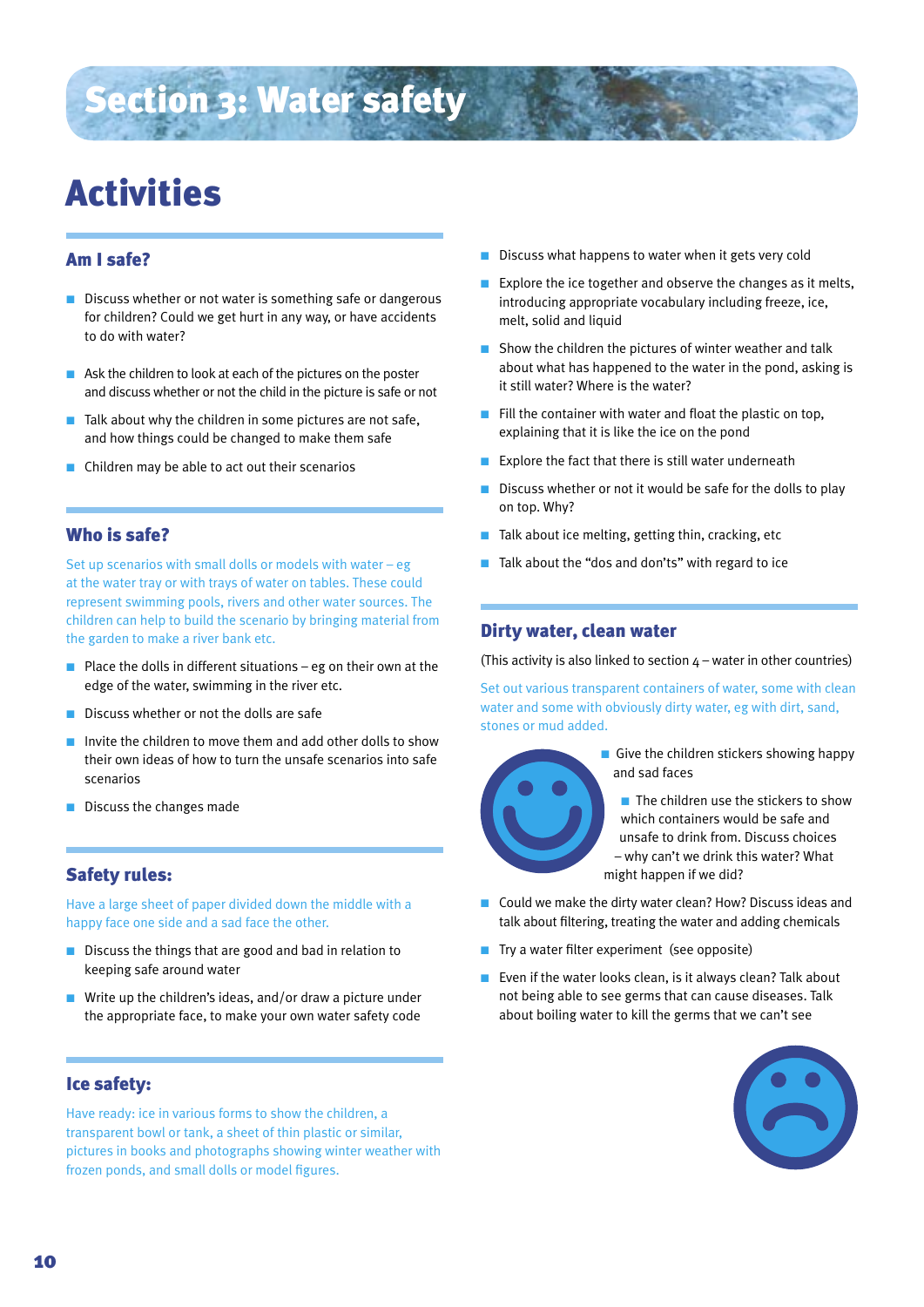# Section 3: Water safety

# Activities

## Am I safe?

- Discuss whether or not water is something safe or dangerous for children? Could we get hurt in any way, or have accidents to do with water?
- Ask the children to look at each of the pictures on the poster and discuss whether or not the child in the picture is safe or not
- Talk about why the children in some pictures are not safe, and how things could be changed to make them safe
- Children may be able to act out their scenarios

## Who is safe?

Set up scenarios with small dolls or models with water – eg at the water tray or with trays of water on tables. These could represent swimming pools, rivers and other water sources. The children can help to build the scenario by bringing material from the garden to make a river bank etc.

- Place the dolls in different situations – eg on their own at the edge of the water, swimming in the river etc.
- Discuss whether or not the dolls are safe
- Invite the children to move them and add other dolls to show their own ideas of how to turn the unsafe scenarios into safe scenarios
- Discuss the changes made

## Safety rules:

Have a large sheet of paper divided down the middle with a happy face one side and a sad face the other.

- Discuss the things that are good and bad in relation to keeping safe around water
- Write up the children's ideas, and/or draw a picture under the appropriate face, to make your own water safety code

## Ice safety:

Have ready: ice in various forms to show the children, a transparent bowl or tank, a sheet of thin plastic or similar, pictures in books and photographs showing winter weather with frozen ponds, and small dolls or model figures.

- Discuss what happens to water when it gets very cold
- Explore the ice together and observe the changes as it melts, introducing appropriate vocabulary including freeze, ice, melt, solid and liquid
- Show the children the pictures of winter weather and talk about what has happened to the water in the pond, asking is it still water? Where is the water?
- Fill the container with water and float the plastic on top, explaining that it is like the ice on the pond
- Explore the fact that there is still water underneath
- Discuss whether or not it would be safe for the dolls to play on top. Why?
- Talk about ice melting, getting thin, cracking, etc
- Talk about the "dos and don'ts" with regard to ice

## Dirty water, clean water

(This activity is also linked to section 4 – water in other countries)

Set out various transparent containers of water, some with clean water and some with obviously dirty water, eg with dirt, sand, stones or mud added.

- Give the children stickers showing happy and sad faces
- The children use the stickers to show which containers would be safe and unsafe to drink from. Discuss choices – why can't we drink this water? What might happen if we did?
- Could we make the dirty water clean? How? Discuss ideas and talk about filtering, treating the water and adding chemicals
- Try a water filter experiment (see opposite)
- Even if the water looks clean, is it always clean? Talk about not being able to see germs that can cause diseases. Talk about boiling water to kill the germs that we can't see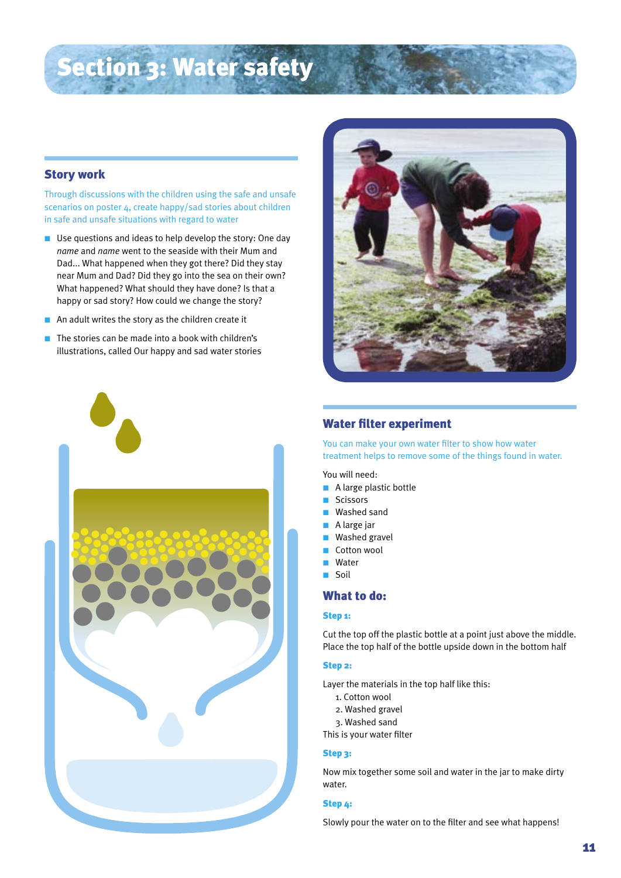# Section 3: Water safety

## Story work

Through discussions with the children using the safe and unsafe scenarios on poster 4, create happy/sad stories about children in safe and unsafe situations with regard to water

- Use questions and ideas to help develop the story: One day *name* and *name* went to the seaside with their Mum and Dad... What happened when they got there? Did they stay near Mum and Dad? Did they go into the sea on their own? What happened? What should they have done? Is that a happy or sad story? How could we change the story?
- An adult writes the story as the children create it
- The stories can be made into a book with children's illustrations, called Our happy and sad water stories

## Water filter experiment

You can make your own water filter to show how water treatment helps to remove some of the things found in water.

You will need:

- A large plastic bottle
- Scissors
- Washed sand
- A large jar
- Washed gravel
- Cotton wool
- Water
- Soil

## What to do:

### Step 1:

Cut the top off the plastic bottle at a point just above the middle. Place the top half of the bottle upside down in the bottom half

### Step 2:

Layer the materials in the top half like this:

1. Cotton wool
2. Washed gravel
3. Washed sand

This is your water filter

### Step 3:

Now mix together some soil and water in the jar to make dirty water.

### Step 4:

Slowly pour the water on to the filter and see what happens!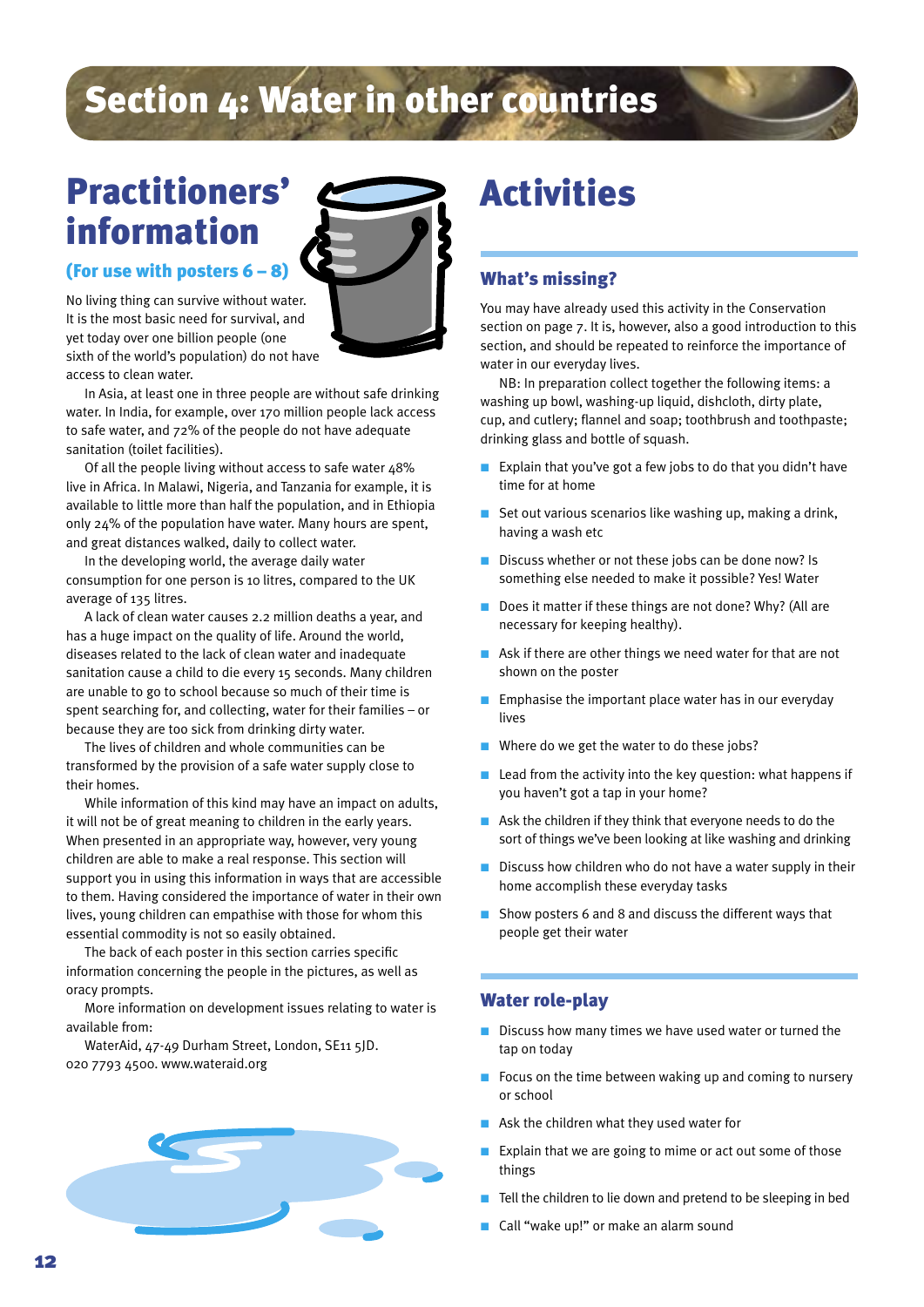# Section 4: Water in other countries

## Practitioners' information

### (For use with posters 6 – 8)

No living thing can survive without water. It is the most basic need for survival, and yet today over one billion people (one sixth of the world's population) do not have access to clean water.

In Asia, at least one in three people are without safe drinking water. In India, for example, over 170 million people lack access to safe water, and 72% of the people do not have adequate sanitation (toilet facilities).

Of all the people living without access to safe water 48% live in Africa. In Malawi, Nigeria, and Tanzania for example, it is available to little more than half the population, and in Ethiopia only 24% of the population have water. Many hours are spent, and great distances walked, daily to collect water.

In the developing world, the average daily water consumption for one person is 10 litres, compared to the UK average of 135 litres.

A lack of clean water causes 2.2 million deaths a year, and has a huge impact on the quality of life. Around the world, diseases related to the lack of clean water and inadequate sanitation cause a child to die every 15 seconds. Many children are unable to go to school because so much of their time is spent searching for, and collecting, water for their families – or because they are too sick from drinking dirty water.

The lives of children and whole communities can be transformed by the provision of a safe water supply close to their homes.

While information of this kind may have an impact on adults, it will not be of great meaning to children in the early years. When presented in an appropriate way, however, very young children are able to make a real response. This section will support you in using this information in ways that are accessible to them. Having considered the importance of water in their own lives, young children can empathise with those for whom this essential commodity is not so easily obtained.

The back of each poster in this section carries specific information concerning the people in the pictures, as well as oracy prompts.

More information on development issues relating to water is available from:

WaterAid, 47-49 Durham Street, London, SE11 5JD. 020 7793 4500. www.wateraid.org

## Activities

### What's missing?

You may have already used this activity in the Conservation section on page 7. It is, however, also a good introduction to this section, and should be repeated to reinforce the importance of water in our everyday lives.

NB: In preparation collect together the following items: a washing up bowl, washing-up liquid, dishcloth, dirty plate, cup, and cutlery; flannel and soap; toothbrush and toothpaste; drinking glass and bottle of squash.

- Explain that you've got a few jobs to do that you didn't have time for at home
- Set out various scenarios like washing up, making a drink, having a wash etc
- Discuss whether or not these jobs can be done now? Is something else needed to make it possible? Yes! Water
- Does it matter if these things are not done? Why? (All are necessary for keeping healthy).
- Ask if there are other things we need water for that are not shown on the poster
- Emphasise the important place water has in our everyday lives
- Where do we get the water to do these jobs?
- Lead from the activity into the key question: what happens if you haven't got a tap in your home?
- Ask the children if they think that everyone needs to do the sort of things we've been looking at like washing and drinking
- Discuss how children who do not have a water supply in their home accomplish these everyday tasks
- Show posters 6 and 8 and discuss the different ways that people get their water

### Water role-play

- Discuss how many times we have used water or turned the tap on today
- Focus on the time between waking up and coming to nursery or school
- Ask the children what they used water for
- Explain that we are going to mime or act out some of those things
- Tell the children to lie down and pretend to be sleeping in bed
- Call "wake up!" or make an alarm sound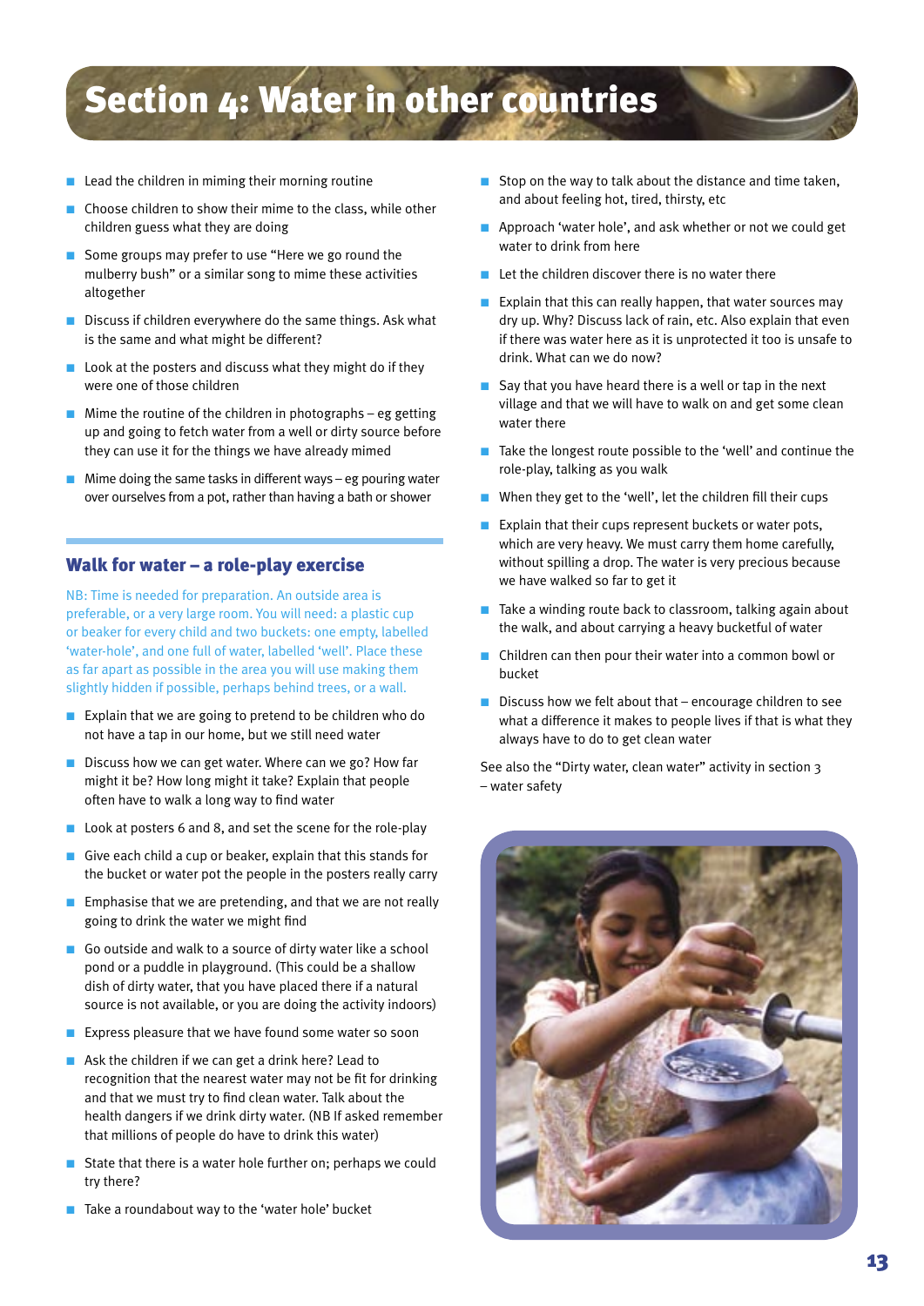# Section 4: Water in other countries

- Lead the children in miming their morning routine
- Choose children to show their mime to the class, while other children guess what they are doing
- Some groups may prefer to use "Here we go round the mulberry bush" or a similar song to mime these activities altogether
- Discuss if children everywhere do the same things. Ask what is the same and what might be different?
- Look at the posters and discuss what they might do if they were one of those children
- Mime the routine of the children in photographs – eg getting up and going to fetch water from a well or dirty source before they can use it for the things we have already mimed
- Mime doing the same tasks in different ways – eg pouring water over ourselves from a pot, rather than having a bath or shower

## Walk for water – a role-play exercise

NB: Time is needed for preparation. An outside area is preferable, or a very large room. You will need: a plastic cup or beaker for every child and two buckets: one empty, labelled 'water-hole', and one full of water, labelled 'well'. Place these as far apart as possible in the area you will use making them slightly hidden if possible, perhaps behind trees, or a wall.

- Explain that we are going to pretend to be children who do not have a tap in our home, but we still need water
- Discuss how we can get water. Where can we go? How far might it be? How long might it take? Explain that people often have to walk a long way to find water
- Look at posters 6 and 8, and set the scene for the role-play
- Give each child a cup or beaker, explain that this stands for the bucket or water pot the people in the posters really carry
- Emphasise that we are pretending, and that we are not really going to drink the water we might find
- Go outside and walk to a source of dirty water like a school pond or a puddle in playground. (This could be a shallow dish of dirty water, that you have placed there if a natural source is not available, or you are doing the activity indoors)
- Express pleasure that we have found some water so soon
- Ask the children if we can get a drink here? Lead to recognition that the nearest water may not be fit for drinking and that we must try to find clean water. Talk about the health dangers if we drink dirty water. (NB If asked remember that millions of people do have to drink this water)
- State that there is a water hole further on; perhaps we could try there?
- Take a roundabout way to the 'water hole' bucket
- Stop on the way to talk about the distance and time taken, and about feeling hot, tired, thirsty, etc
- Approach 'water hole', and ask whether or not we could get water to drink from here
- Let the children discover there is no water there
- Explain that this can really happen, that water sources may dry up. Why? Discuss lack of rain, etc. Also explain that even if there was water here as it is unprotected it too is unsafe to drink. What can we do now?
- Say that you have heard there is a well or tap in the next village and that we will have to walk on and get some clean water there
- Take the longest route possible to the 'well' and continue the role-play, talking as you walk
- When they get to the 'well', let the children fill their cups
- Explain that their cups represent buckets or water pots, which are very heavy. We must carry them home carefully, without spilling a drop. The water is very precious because we have walked so far to get it
- Take a winding route back to classroom, talking again about the walk, and about carrying a heavy bucketful of water
- Children can then pour their water into a common bowl or bucket
- Discuss how we felt about that – encourage children to see what a difference it makes to people lives if that is what they always have to do to get clean water

See also the "Dirty water, clean water" activity in section 3 – water safety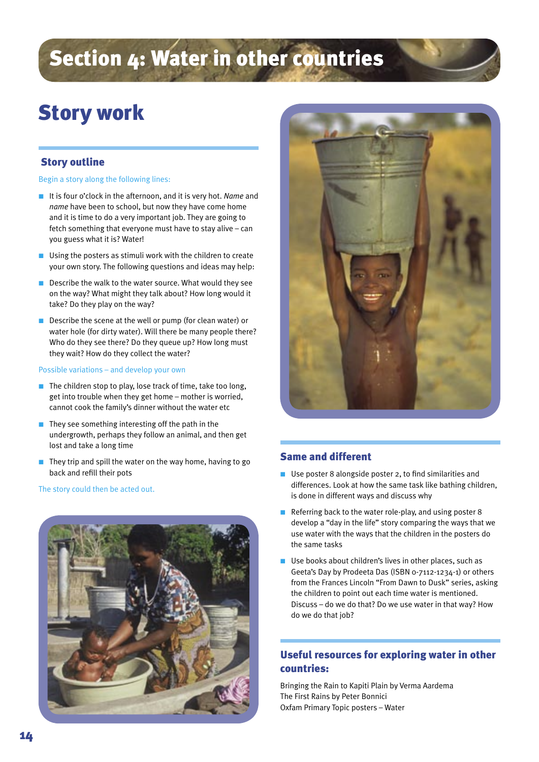# Section 4: Water in other countries

## Story work

### Story outline

Begin a story along the following lines:

- It is four o'clock in the afternoon, and it is very hot. *Name* and *name* have been to school, but now they have come home and it is time to do a very important job. They are going to fetch something that everyone must have to stay alive – can you guess what it is? Water!
- Using the posters as stimuli work with the children to create your own story. The following questions and ideas may help:
- Describe the walk to the water source. What would they see on the way? What might they talk about? How long would it take? Do they play on the way?
- Describe the scene at the well or pump (for clean water) or water hole (for dirty water). Will there be many people there? Who do they see there? Do they queue up? How long must they wait? How do they collect the water?

Possible variations – and develop your own

- The children stop to play, lose track of time, take too long, get into trouble when they get home – mother is worried, cannot cook the family's dinner without the water etc
- They see something interesting off the path in the undergrowth, perhaps they follow an animal, and then get lost and take a long time
- They trip and spill the water on the way home, having to go back and refill their pots

The story could then be acted out.

### Same and different

- Use poster 8 alongside poster 2, to find similarities and differences. Look at how the same task like bathing children, is done in different ways and discuss why
- Referring back to the water role-play, and using poster 8 develop a "day in the life" story comparing the ways that we use water with the ways that the children in the posters do the same tasks
- Use books about children's lives in other places, such as Geeta's Day by Prodeeta Das (ISBN 0-7112-1234-1) or others from the Frances Lincoln "From Dawn to Dusk" series, asking the children to point out each time water is mentioned. Discuss – do we do that? Do we use water in that way? How do we do that job?

### Useful resources for exploring water in other countries:

Bringing the Rain to Kapiti Plain by Verma Aardema
The First Rains by Peter Bonnici
Oxfam Primary Topic posters – Water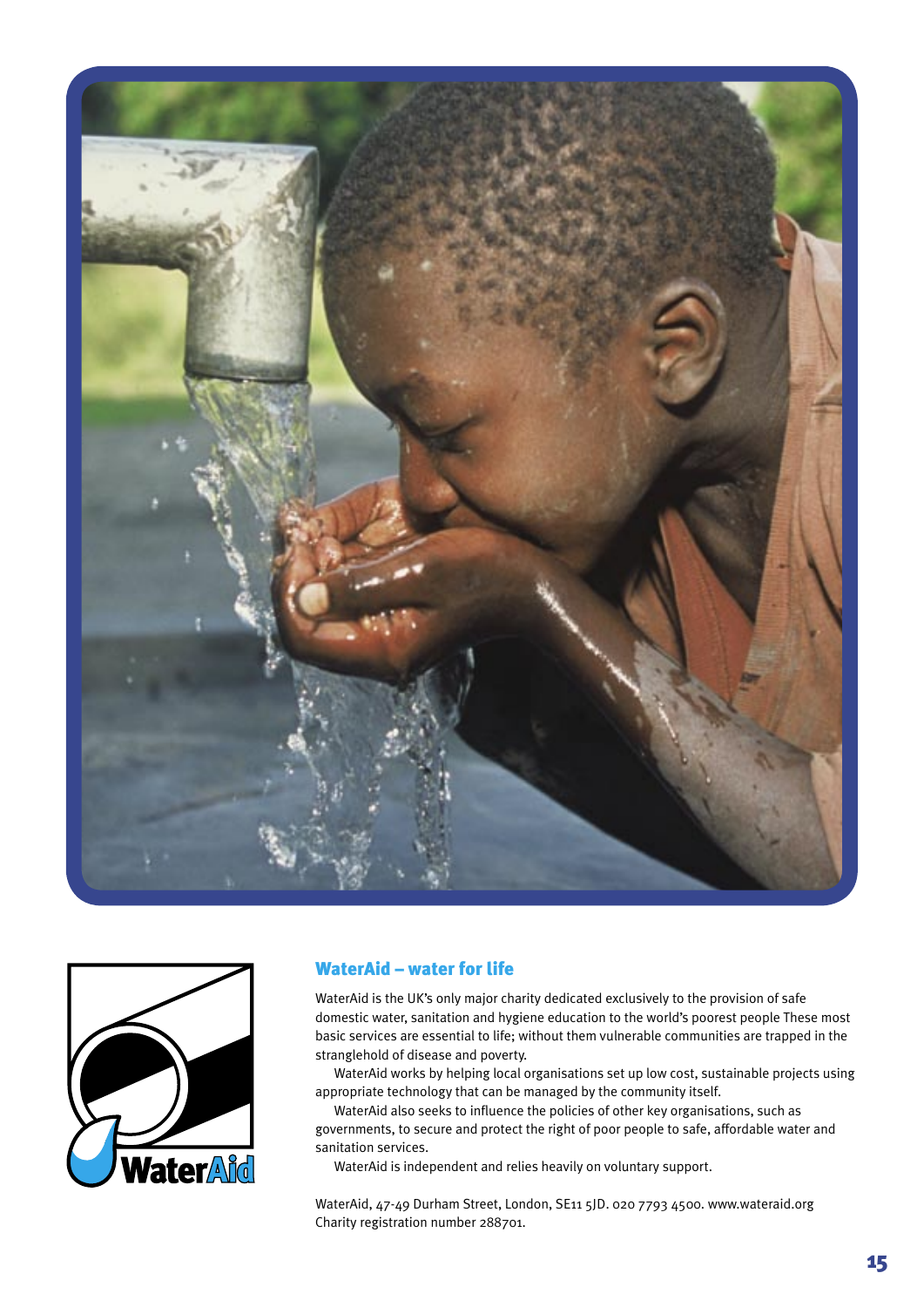## WaterAid – water for life

WaterAid is the UK's only major charity dedicated exclusively to the provision of safe domestic water, sanitation and hygiene education to the world's poorest people These most basic services are essential to life; without them vulnerable communities are trapped in the stranglehold of disease and poverty.

WaterAid works by helping local organisations set up low cost, sustainable projects using appropriate technology that can be managed by the community itself.

WaterAid also seeks to influence the policies of other key organisations, such as governments, to secure and protect the right of poor people to safe, affordable water and sanitation services.

WaterAid is independent and relies heavily on voluntary support.

WaterAid, 47-49 Durham Street, London, SE11 5JD. 020 7793 4500. www.wateraid.org
Charity registration number 288701.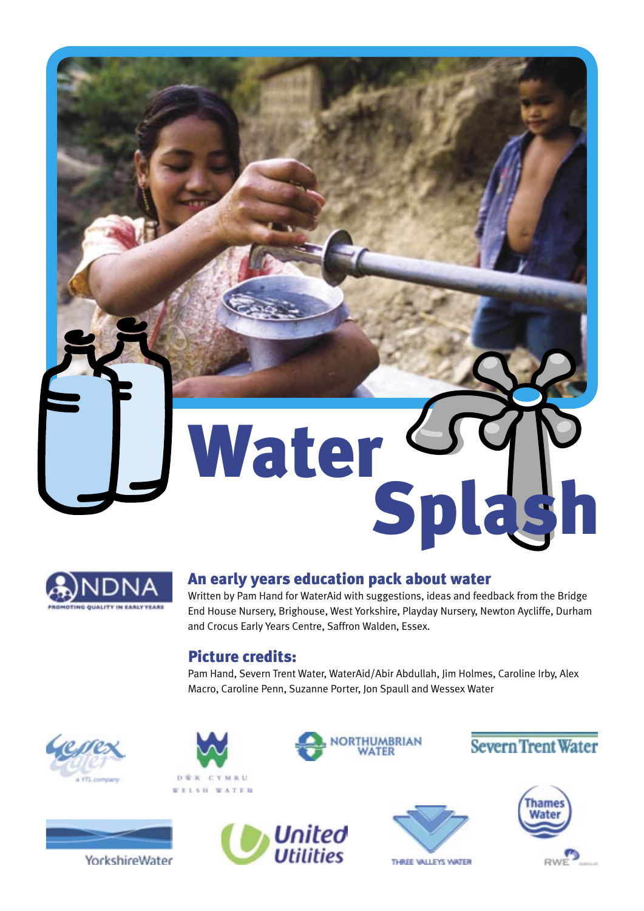# Water Splash

NDNA
PROMOTING QUALITY IN EARLY YEARS

## An early years education pack about water

Written by Pam Hand for WaterAid with suggestions, ideas and feedback from the Bridge End House Nursery, Brighouse, West Yorkshire, Playday Nursery, Newton Aycliffe, Durham and Crocus Early Years Centre, Saffron Walden, Essex.

## Picture credits:

Pam Hand, Severn Trent Water, WaterAid/Abir Abdullah, Jim Holmes, Caroline Irby, Alex Macro, Caroline Penn, Suzanne Porter, Jon Spaull and Wessex Water

Wessex Water a YTL company

Dŵr Cymru Welsh Water

Northumbrian Water

Severn Trent Water

Yorkshire Water

United Utilities

Three Valleys Water

Thames Water

RWE